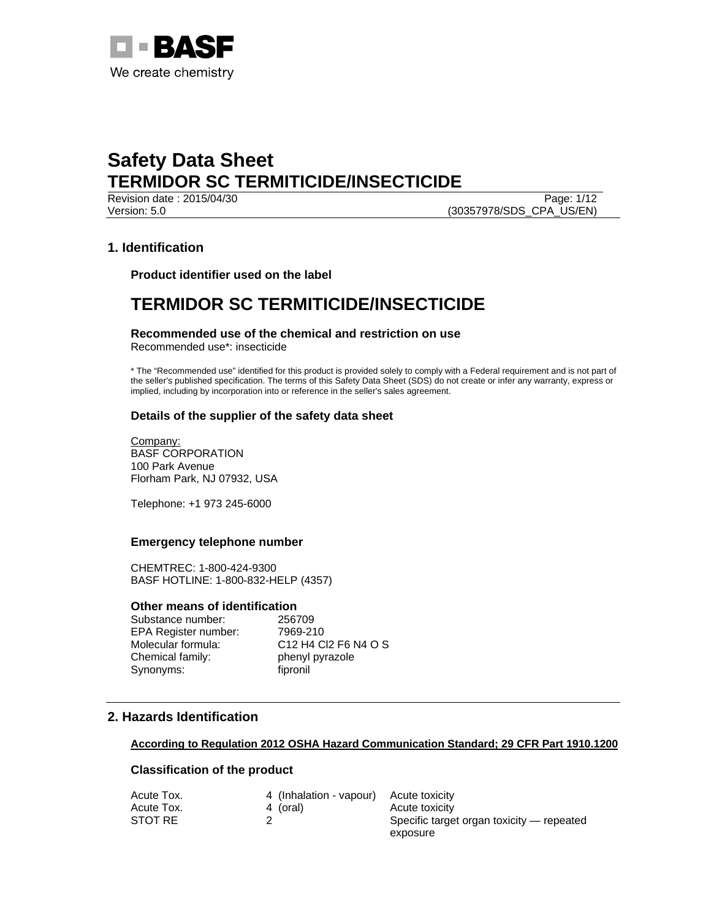BASF

We create chemistry

# Safety Data Sheet
# TERMIDOR SC TERMITICIDE/INSECTICIDE

Revision date : 2015/04/30
Version: 5.0 (30357978/SDS_CPA_US/EN)

## 1. Identification

### Product identifier used on the label

## TERMIDOR SC TERMITICIDE/INSECTICIDE

### Recommended use of the chemical and restriction on use

Recommended use*: insecticide

* The "Recommended use" identified for this product is provided solely to comply with a Federal requirement and is not part of the seller's published specification. The terms of this Safety Data Sheet (SDS) do not create or infer any warranty, express or implied, including by incorporation into or reference in the seller's sales agreement.

### Details of the supplier of the safety data sheet

Company:
BASF CORPORATION
100 Park Avenue
Florham Park, NJ 07932, USA

Telephone: +1 973 245-6000

### Emergency telephone number

CHEMTREC: 1-800-424-9300
BASF HOTLINE: 1-800-832-HELP (4357)

### Other means of identification

| | |
|---|---|
| Substance number: | 256709 |
| EPA Register number: | 7969-210 |
| Molecular formula: | C12 H4 Cl2 F6 N4 O S |
| Chemical family: | phenyl pyrazole |
| Synonyms: | fipronil |

## 2. Hazards Identification

**According to Regulation 2012 OSHA Hazard Communication Standard; 29 CFR Part 1910.1200**

### Classification of the product

| | | |
|---|---|---|
| Acute Tox. | 4 (Inhalation - vapour) | Acute toxicity |
| Acute Tox. | 4 (oral) | Acute toxicity |
| STOT RE | 2 | Specific target organ toxicity — repeated exposure |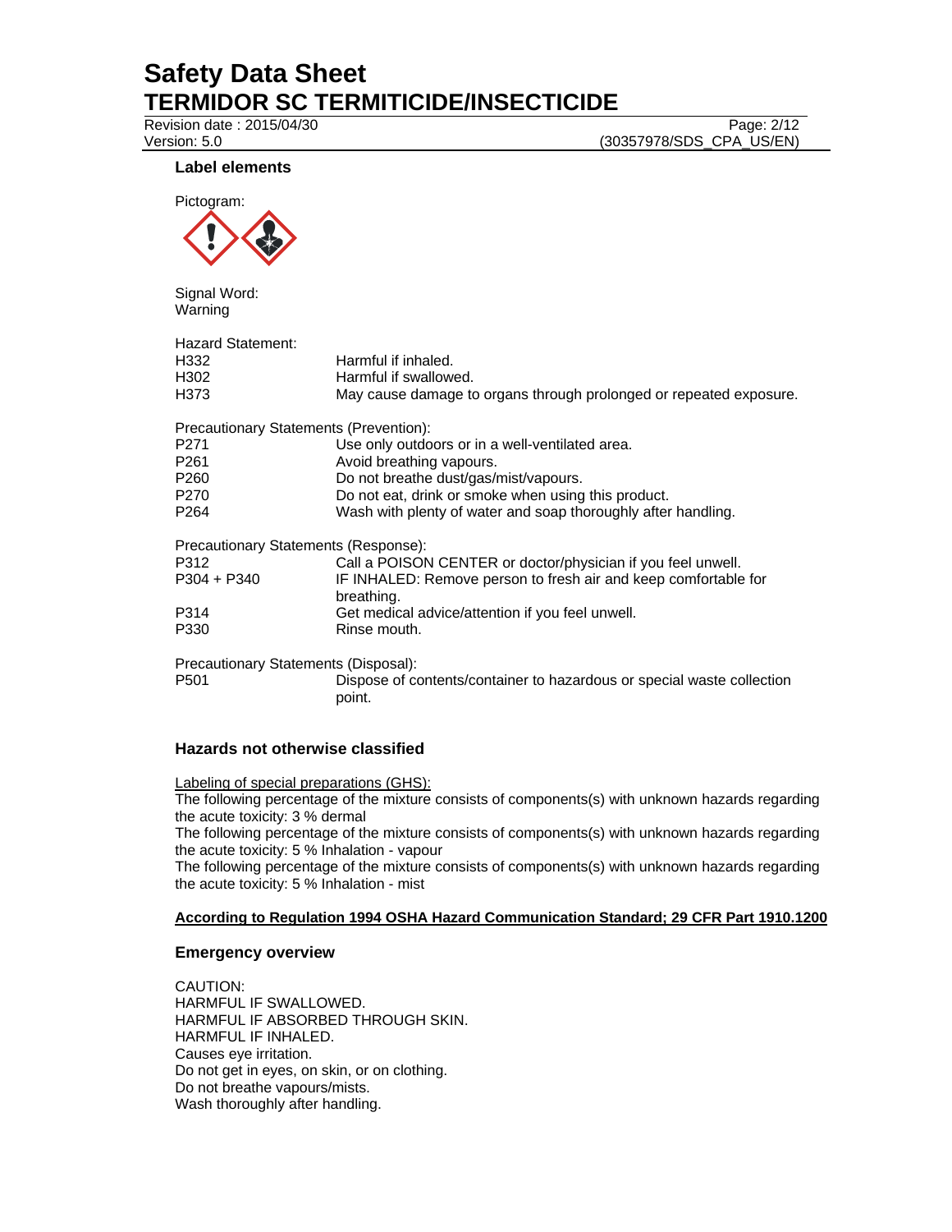### Label elements

Pictogram:

Signal Word:
Warning

Hazard Statement:

| | |
|---|---|
| H332 | Harmful if inhaled. |
| H302 | Harmful if swallowed. |
| H373 | May cause damage to organs through prolonged or repeated exposure. |

Precautionary Statements (Prevention):

| | |
|---|---|
| P271 | Use only outdoors or in a well-ventilated area. |
| P261 | Avoid breathing vapours. |
| P260 | Do not breathe dust/gas/mist/vapours. |
| P270 | Do not eat, drink or smoke when using this product. |
| P264 | Wash with plenty of water and soap thoroughly after handling. |

Precautionary Statements (Response):

| | |
|---|---|
| P312 | Call a POISON CENTER or doctor/physician if you feel unwell. |
| P304 + P340 | IF INHALED: Remove person to fresh air and keep comfortable for breathing. |
| P314 | Get medical advice/attention if you feel unwell. |
| P330 | Rinse mouth. |

Precautionary Statements (Disposal):

| | |
|---|---|
| P501 | Dispose of contents/container to hazardous or special waste collection point. |

### Hazards not otherwise classified

Labeling of special preparations (GHS):
The following percentage of the mixture consists of components(s) with unknown hazards regarding the acute toxicity: 3 % dermal
The following percentage of the mixture consists of components(s) with unknown hazards regarding the acute toxicity: 5 % Inhalation - vapour
The following percentage of the mixture consists of components(s) with unknown hazards regarding the acute toxicity: 5 % Inhalation - mist

**According to Regulation 1994 OSHA Hazard Communication Standard; 29 CFR Part 1910.1200**

### Emergency overview

CAUTION:
HARMFUL IF SWALLOWED.
HARMFUL IF ABSORBED THROUGH SKIN.
HARMFUL IF INHALED.
Causes eye irritation.
Do not get in eyes, on skin, or on clothing.
Do not breathe vapours/mists.
Wash thoroughly after handling.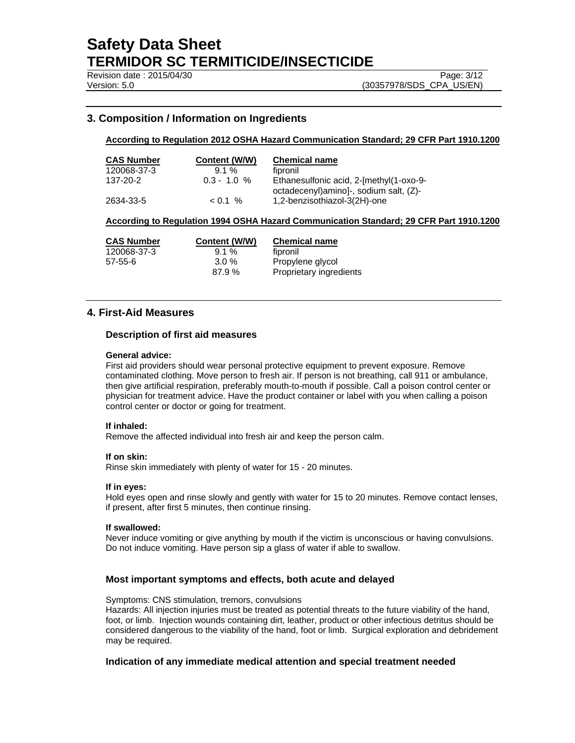## 3. Composition / Information on Ingredients

**According to Regulation 2012 OSHA Hazard Communication Standard; 29 CFR Part 1910.1200**

| CAS Number | Content (W/W) | Chemical name |
| --- | --- | --- |
| 120068-37-3 | 9.1 % | fipronil |
| 137-20-2 | 0.3 - 1.0 % | Ethanesulfonic acid, 2-[methyl(1-oxo-9-octadecenyl)amino]-, sodium salt, (Z)- |
| 2634-33-5 | < 0.1 % | 1,2-benzisothiazol-3(2H)-one |

**According to Regulation 1994 OSHA Hazard Communication Standard; 29 CFR Part 1910.1200**

| CAS Number | Content (W/W) | Chemical name |
| --- | --- | --- |
| 120068-37-3 | 9.1 % | fipronil |
| 57-55-6 | 3.0 % | Propylene glycol |
| | 87.9 % | Proprietary ingredients |

## 4. First-Aid Measures

### Description of first aid measures

**General advice:**
First aid providers should wear personal protective equipment to prevent exposure. Remove contaminated clothing. Move person to fresh air. If person is not breathing, call 911 or ambulance, then give artificial respiration, preferably mouth-to-mouth if possible. Call a poison control center or physician for treatment advice. Have the product container or label with you when calling a poison control center or doctor or going for treatment.

**If inhaled:**
Remove the affected individual into fresh air and keep the person calm.

**If on skin:**
Rinse skin immediately with plenty of water for 15 - 20 minutes.

**If in eyes:**
Hold eyes open and rinse slowly and gently with water for 15 to 20 minutes. Remove contact lenses, if present, after first 5 minutes, then continue rinsing.

**If swallowed:**
Never induce vomiting or give anything by mouth if the victim is unconscious or having convulsions. Do not induce vomiting. Have person sip a glass of water if able to swallow.

### Most important symptoms and effects, both acute and delayed

Symptoms: CNS stimulation, tremors, convulsions
Hazards: All injection injuries must be treated as potential threats to the future viability of the hand, foot, or limb. Injection wounds containing dirt, leather, product or other infectious detritus should be considered dangerous to the viability of the hand, foot or limb. Surgical exploration and debridement may be required.

### Indication of any immediate medical attention and special treatment needed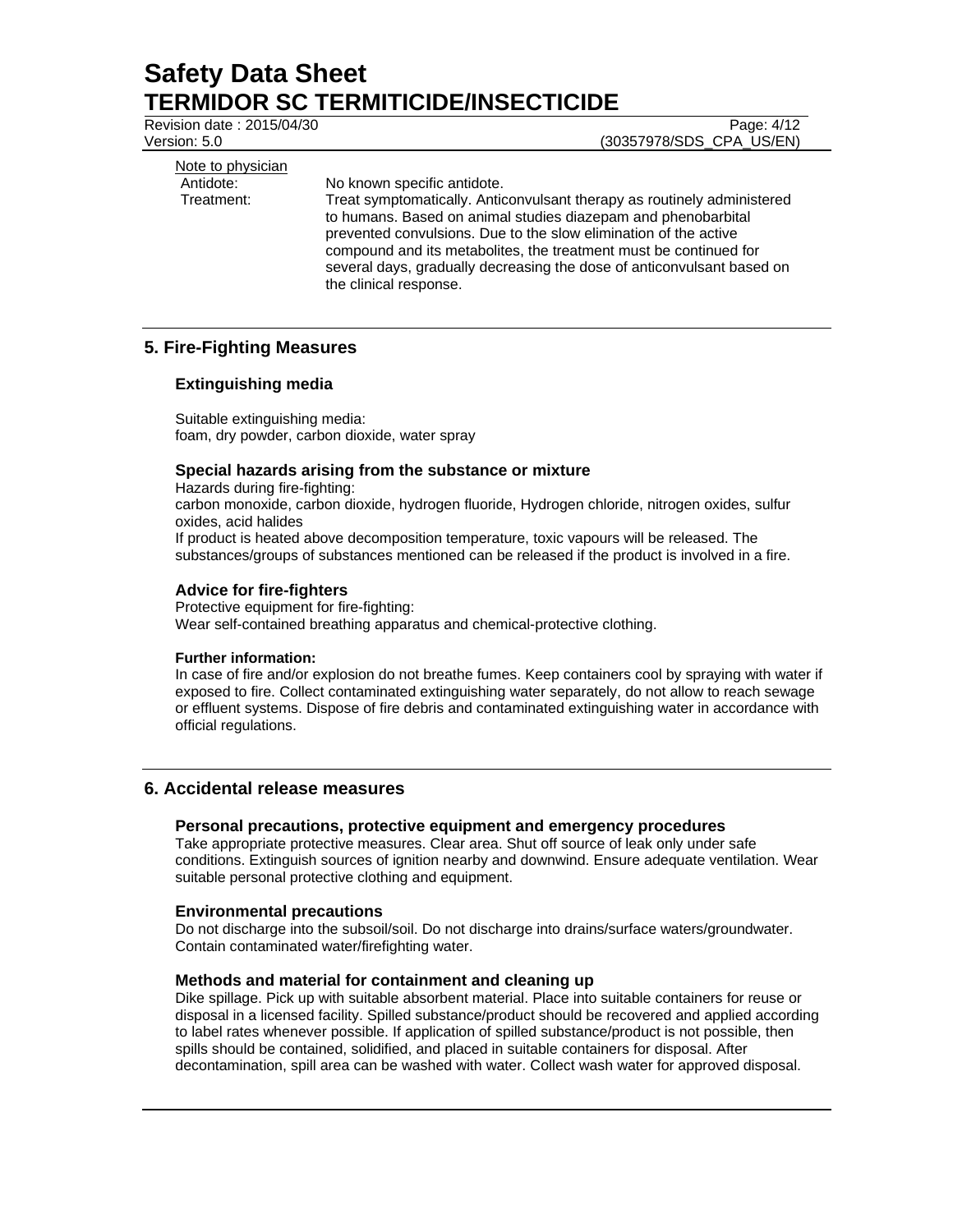Note to physician

Antidote: No known specific antidote.

Treatment: Treat symptomatically. Anticonvulsant therapy as routinely administered to humans. Based on animal studies diazepam and phenobarbital prevented convulsions. Due to the slow elimination of the active compound and its metabolites, the treatment must be continued for several days, gradually decreasing the dose of anticonvulsant based on the clinical response.

## 5. Fire-Fighting Measures

### Extinguishing media

Suitable extinguishing media:
foam, dry powder, carbon dioxide, water spray

### Special hazards arising from the substance or mixture

Hazards during fire-fighting:
carbon monoxide, carbon dioxide, hydrogen fluoride, Hydrogen chloride, nitrogen oxides, sulfur oxides, acid halides
If product is heated above decomposition temperature, toxic vapours will be released. The substances/groups of substances mentioned can be released if the product is involved in a fire.

### Advice for fire-fighters

Protective equipment for fire-fighting:
Wear self-contained breathing apparatus and chemical-protective clothing.

**Further information:**
In case of fire and/or explosion do not breathe fumes. Keep containers cool by spraying with water if exposed to fire. Collect contaminated extinguishing water separately, do not allow to reach sewage or effluent systems. Dispose of fire debris and contaminated extinguishing water in accordance with official regulations.

## 6. Accidental release measures

### Personal precautions, protective equipment and emergency procedures

Take appropriate protective measures. Clear area. Shut off source of leak only under safe conditions. Extinguish sources of ignition nearby and downwind. Ensure adequate ventilation. Wear suitable personal protective clothing and equipment.

### Environmental precautions

Do not discharge into the subsoil/soil. Do not discharge into drains/surface waters/groundwater. Contain contaminated water/firefighting water.

### Methods and material for containment and cleaning up

Dike spillage. Pick up with suitable absorbent material. Place into suitable containers for reuse or disposal in a licensed facility. Spilled substance/product should be recovered and applied according to label rates whenever possible. If application of spilled substance/product is not possible, then spills should be contained, solidified, and placed in suitable containers for disposal. After decontamination, spill area can be washed with water. Collect wash water for approved disposal.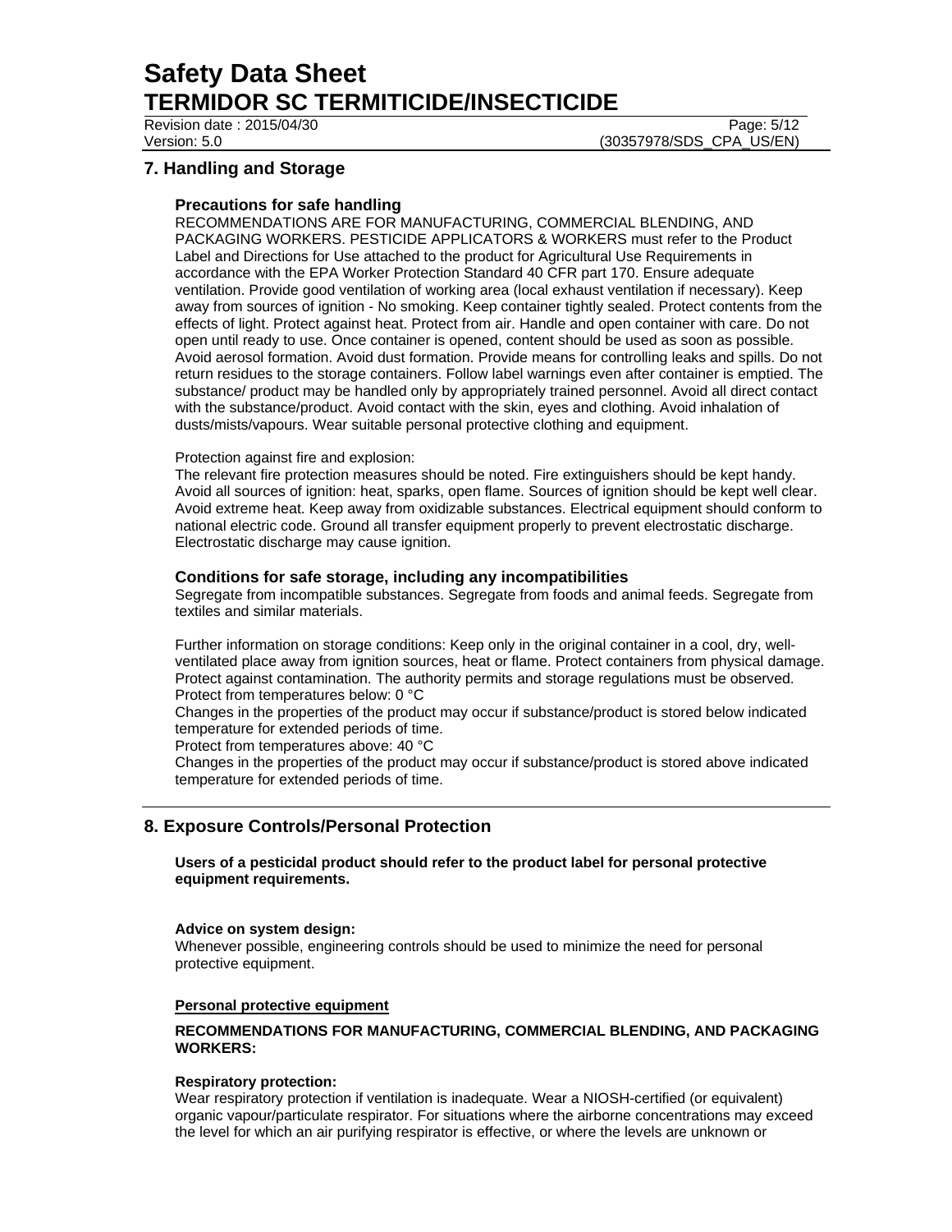## 7. Handling and Storage

### Precautions for safe handling

RECOMMENDATIONS ARE FOR MANUFACTURING, COMMERCIAL BLENDING, AND PACKAGING WORKERS. PESTICIDE APPLICATORS & WORKERS must refer to the Product Label and Directions for Use attached to the product for Agricultural Use Requirements in accordance with the EPA Worker Protection Standard 40 CFR part 170. Ensure adequate ventilation. Provide good ventilation of working area (local exhaust ventilation if necessary). Keep away from sources of ignition - No smoking. Keep container tightly sealed. Protect contents from the effects of light. Protect against heat. Protect from air. Handle and open container with care. Do not open until ready to use. Once container is opened, content should be used as soon as possible. Avoid aerosol formation. Avoid dust formation. Provide means for controlling leaks and spills. Do not return residues to the storage containers. Follow label warnings even after container is emptied. The substance/ product may be handled only by appropriately trained personnel. Avoid all direct contact with the substance/product. Avoid contact with the skin, eyes and clothing. Avoid inhalation of dusts/mists/vapours. Wear suitable personal protective clothing and equipment.

Protection against fire and explosion:
The relevant fire protection measures should be noted. Fire extinguishers should be kept handy. Avoid all sources of ignition: heat, sparks, open flame. Sources of ignition should be kept well clear. Avoid extreme heat. Keep away from oxidizable substances. Electrical equipment should conform to national electric code. Ground all transfer equipment properly to prevent electrostatic discharge. Electrostatic discharge may cause ignition.

### Conditions for safe storage, including any incompatibilities

Segregate from incompatible substances. Segregate from foods and animal feeds. Segregate from textiles and similar materials.

Further information on storage conditions: Keep only in the original container in a cool, dry, well-ventilated place away from ignition sources, heat or flame. Protect containers from physical damage. Protect against contamination. The authority permits and storage regulations must be observed.
Protect from temperatures below: 0 °C
Changes in the properties of the product may occur if substance/product is stored below indicated temperature for extended periods of time.
Protect from temperatures above: 40 °C
Changes in the properties of the product may occur if substance/product is stored above indicated temperature for extended periods of time.

## 8. Exposure Controls/Personal Protection

**Users of a pesticidal product should refer to the product label for personal protective equipment requirements.**

**Advice on system design:**
Whenever possible, engineering controls should be used to minimize the need for personal protective equipment.

**Personal protective equipment**

**RECOMMENDATIONS FOR MANUFACTURING, COMMERCIAL BLENDING, AND PACKAGING WORKERS:**

**Respiratory protection:**
Wear respiratory protection if ventilation is inadequate. Wear a NIOSH-certified (or equivalent) organic vapour/particulate respirator. For situations where the airborne concentrations may exceed the level for which an air purifying respirator is effective, or where the levels are unknown or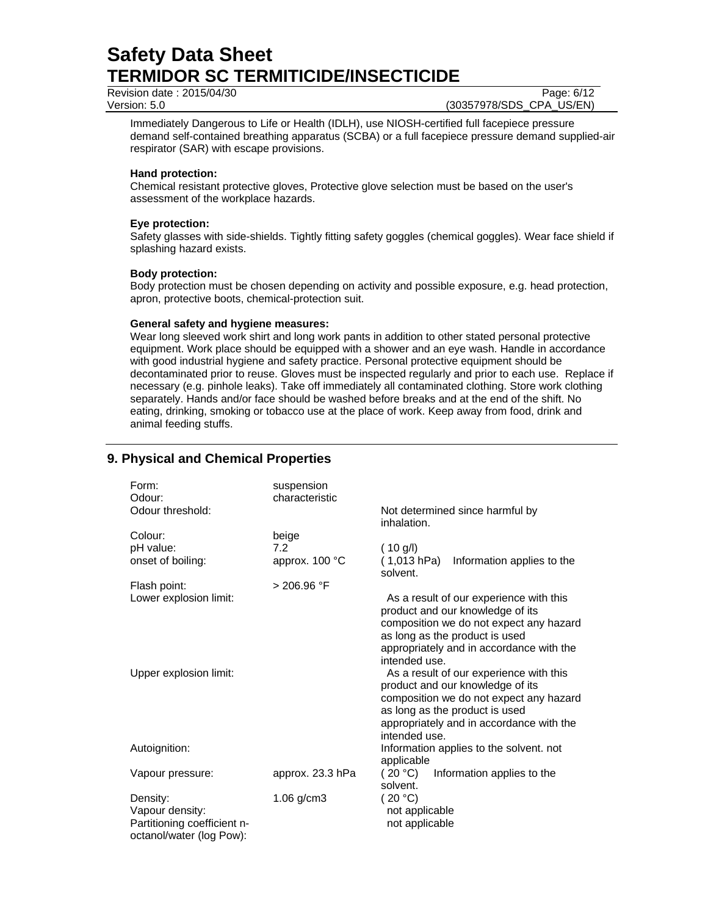Immediately Dangerous to Life or Health (IDLH), use NIOSH-certified full facepiece pressure demand self-contained breathing apparatus (SCBA) or a full facepiece pressure demand supplied-air respirator (SAR) with escape provisions.

**Hand protection:**
Chemical resistant protective gloves, Protective glove selection must be based on the user's assessment of the workplace hazards.

**Eye protection:**
Safety glasses with side-shields. Tightly fitting safety goggles (chemical goggles). Wear face shield if splashing hazard exists.

**Body protection:**
Body protection must be chosen depending on activity and possible exposure, e.g. head protection, apron, protective boots, chemical-protection suit.

**General safety and hygiene measures:**
Wear long sleeved work shirt and long work pants in addition to other stated personal protective equipment. Work place should be equipped with a shower and an eye wash. Handle in accordance with good industrial hygiene and safety practice. Personal protective equipment should be decontaminated prior to reuse. Gloves must be inspected regularly and prior to each use. Replace if necessary (e.g. pinhole leaks). Take off immediately all contaminated clothing. Store work clothing separately. Hands and/or face should be washed before breaks and at the end of the shift. No eating, drinking, smoking or tobacco use at the place of work. Keep away from food, drink and animal feeding stuffs.

## 9. Physical and Chemical Properties

| | | |
|---|---|---|
| Form: | suspension | |
| Odour: | characteristic | |
| Odour threshold: | | Not determined since harmful by inhalation. |
| Colour: | beige | |
| pH value: | 7.2 | ( 10 g/l) |
| onset of boiling: | approx. 100 °C | ( 1,013 hPa) Information applies to the solvent. |
| Flash point: | > 206.96 °F | |
| Lower explosion limit: | | As a result of our experience with this product and our knowledge of its composition we do not expect any hazard as long as the product is used appropriately and in accordance with the intended use. |
| Upper explosion limit: | | As a result of our experience with this product and our knowledge of its composition we do not expect any hazard as long as the product is used appropriately and in accordance with the intended use. |
| Autoignition: | | Information applies to the solvent. not applicable |
| Vapour pressure: | approx. 23.3 hPa | ( 20 °C) Information applies to the solvent. |
| Density: | 1.06 g/cm3 | ( 20 °C) |
| Vapour density: | | not applicable |
| Partitioning coefficient n-octanol/water (log Pow): | | not applicable |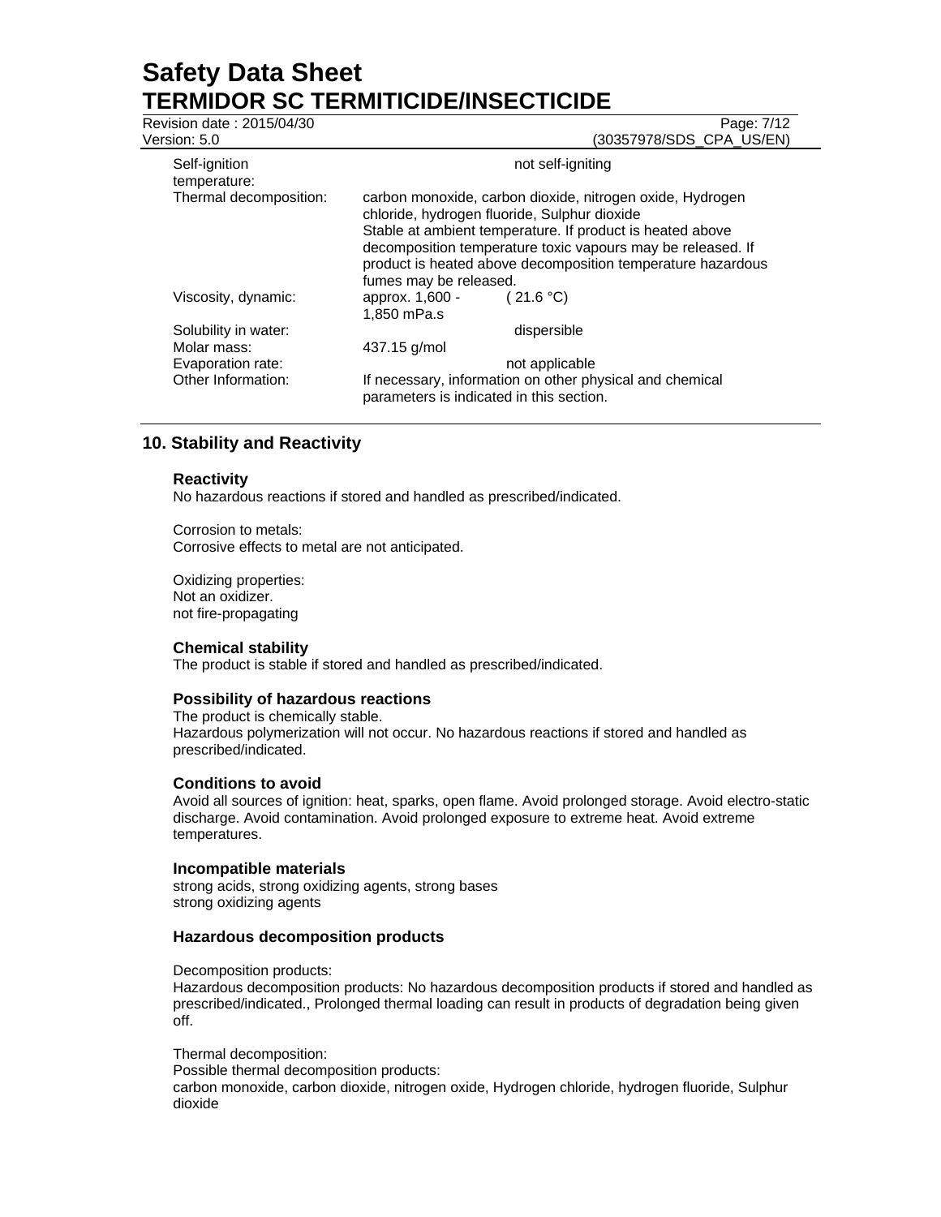| | |
|---|---|
| Self-ignition temperature: | not self-igniting |
| Thermal decomposition: | carbon monoxide, carbon dioxide, nitrogen oxide, Hydrogen chloride, hydrogen fluoride, Sulphur dioxide<br>Stable at ambient temperature. If product is heated above decomposition temperature toxic vapours may be released. If product is heated above decomposition temperature hazardous fumes may be released. |
| Viscosity, dynamic: | approx. 1,600 - 1,850 mPa.s ( 21.6 °C) |
| Solubility in water: | dispersible |
| Molar mass: | 437.15 g/mol |
| Evaporation rate: | not applicable |
| Other Information: | If necessary, information on other physical and chemical parameters is indicated in this section. |

## 10. Stability and Reactivity

### Reactivity

No hazardous reactions if stored and handled as prescribed/indicated.

Corrosion to metals:
Corrosive effects to metal are not anticipated.

Oxidizing properties:
Not an oxidizer.
not fire-propagating

### Chemical stability

The product is stable if stored and handled as prescribed/indicated.

### Possibility of hazardous reactions

The product is chemically stable.
Hazardous polymerization will not occur. No hazardous reactions if stored and handled as prescribed/indicated.

### Conditions to avoid

Avoid all sources of ignition: heat, sparks, open flame. Avoid prolonged storage. Avoid electro-static discharge. Avoid contamination. Avoid prolonged exposure to extreme heat. Avoid extreme temperatures.

### Incompatible materials

strong acids, strong oxidizing agents, strong bases
strong oxidizing agents

### Hazardous decomposition products

Decomposition products:
Hazardous decomposition products: No hazardous decomposition products if stored and handled as prescribed/indicated., Prolonged thermal loading can result in products of degradation being given off.

Thermal decomposition:
Possible thermal decomposition products:
carbon monoxide, carbon dioxide, nitrogen oxide, Hydrogen chloride, hydrogen fluoride, Sulphur dioxide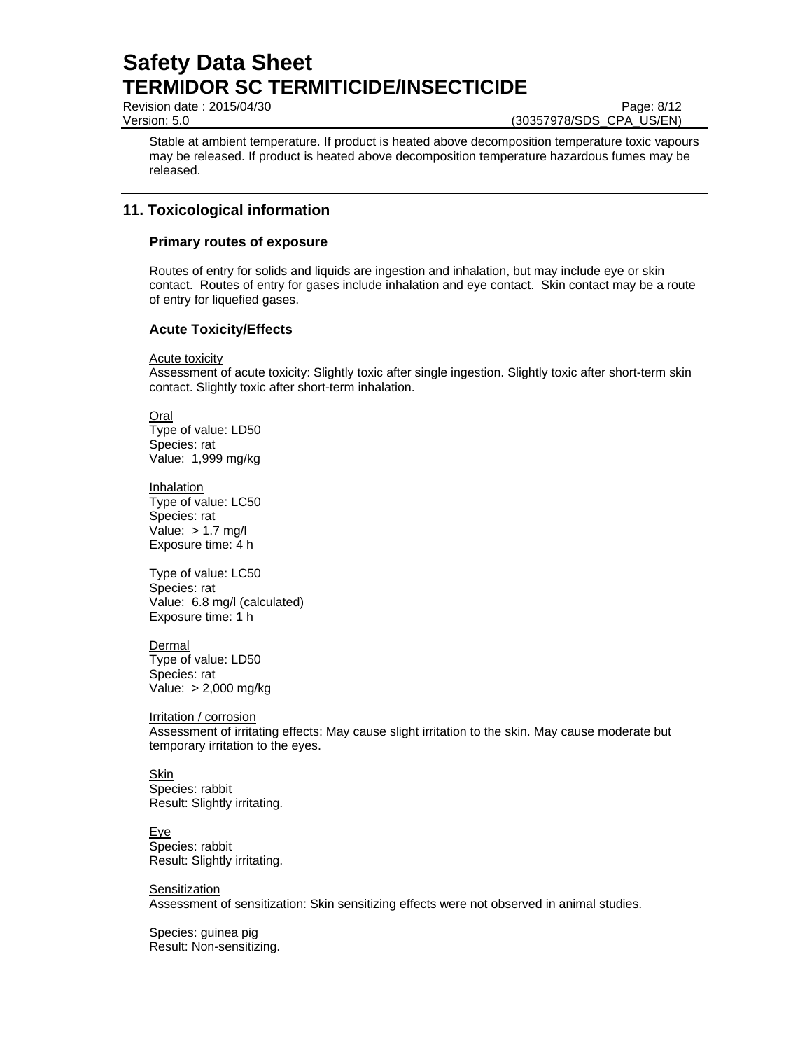Stable at ambient temperature. If product is heated above decomposition temperature toxic vapours may be released. If product is heated above decomposition temperature hazardous fumes may be released.

## 11. Toxicological information

### Primary routes of exposure

Routes of entry for solids and liquids are ingestion and inhalation, but may include eye or skin contact. Routes of entry for gases include inhalation and eye contact. Skin contact may be a route of entry for liquefied gases.

### Acute Toxicity/Effects

Acute toxicity
Assessment of acute toxicity: Slightly toxic after single ingestion. Slightly toxic after short-term skin contact. Slightly toxic after short-term inhalation.

Oral
Type of value: LD50
Species: rat
Value: 1,999 mg/kg

Inhalation
Type of value: LC50
Species: rat
Value: > 1.7 mg/l
Exposure time: 4 h

Type of value: LC50
Species: rat
Value: 6.8 mg/l (calculated)
Exposure time: 1 h

Dermal
Type of value: LD50
Species: rat
Value: > 2,000 mg/kg

Irritation / corrosion
Assessment of irritating effects: May cause slight irritation to the skin. May cause moderate but temporary irritation to the eyes.

Skin
Species: rabbit
Result: Slightly irritating.

Eye
Species: rabbit
Result: Slightly irritating.

Sensitization
Assessment of sensitization: Skin sensitizing effects were not observed in animal studies.

Species: guinea pig
Result: Non-sensitizing.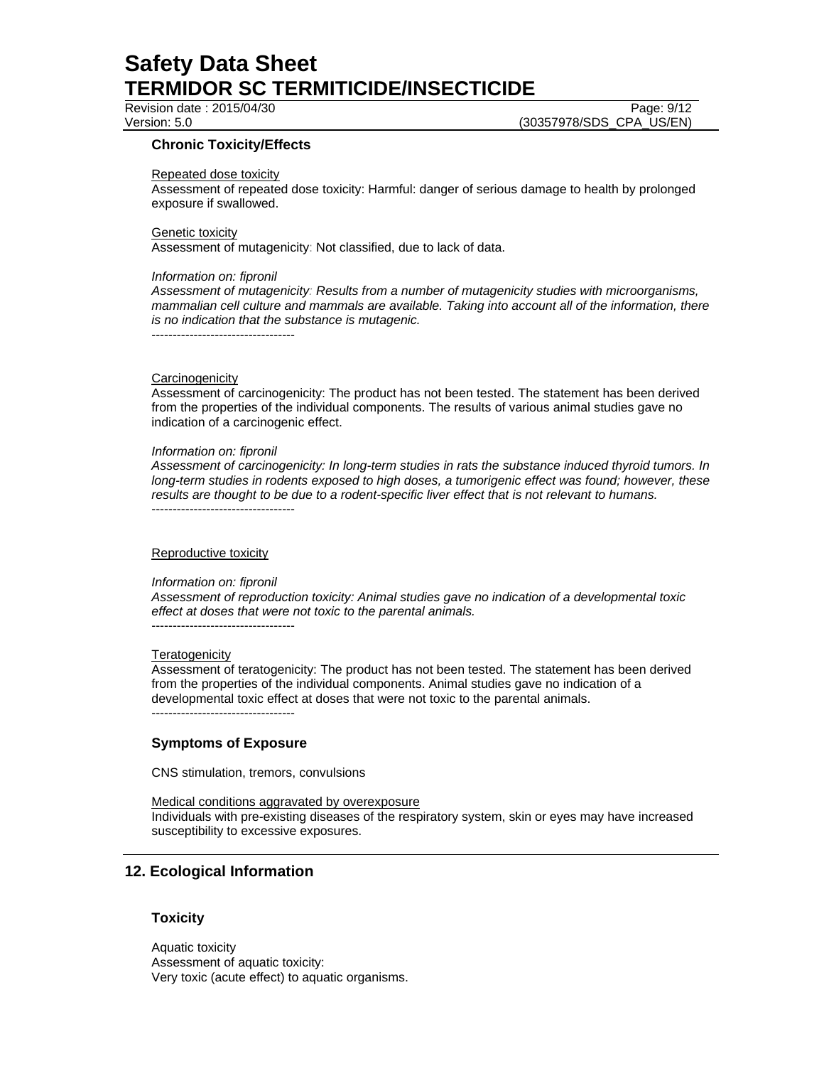### Chronic Toxicity/Effects

Repeated dose toxicity
Assessment of repeated dose toxicity: Harmful: danger of serious damage to health by prolonged exposure if swallowed.

Genetic toxicity
Assessment of mutagenicity: Not classified, due to lack of data.

*Information on: fipronil*
*Assessment of mutagenicity: Results from a number of mutagenicity studies with microorganisms, mammalian cell culture and mammals are available. Taking into account all of the information, there is no indication that the substance is mutagenic.*
----------------------------------

Carcinogenicity
Assessment of carcinogenicity: The product has not been tested. The statement has been derived from the properties of the individual components. The results of various animal studies gave no indication of a carcinogenic effect.

*Information on: fipronil*
*Assessment of carcinogenicity: In long-term studies in rats the substance induced thyroid tumors. In long-term studies in rodents exposed to high doses, a tumorigenic effect was found; however, these results are thought to be due to a rodent-specific liver effect that is not relevant to humans.*
----------------------------------

Reproductive toxicity

*Information on: fipronil*
*Assessment of reproduction toxicity: Animal studies gave no indication of a developmental toxic effect at doses that were not toxic to the parental animals.*
----------------------------------

Teratogenicity
Assessment of teratogenicity: The product has not been tested. The statement has been derived from the properties of the individual components. Animal studies gave no indication of a developmental toxic effect at doses that were not toxic to the parental animals.
----------------------------------

### Symptoms of Exposure

CNS stimulation, tremors, convulsions

Medical conditions aggravated by overexposure
Individuals with pre-existing diseases of the respiratory system, skin or eyes may have increased susceptibility to excessive exposures.

## 12. Ecological Information

### Toxicity

Aquatic toxicity
Assessment of aquatic toxicity:
Very toxic (acute effect) to aquatic organisms.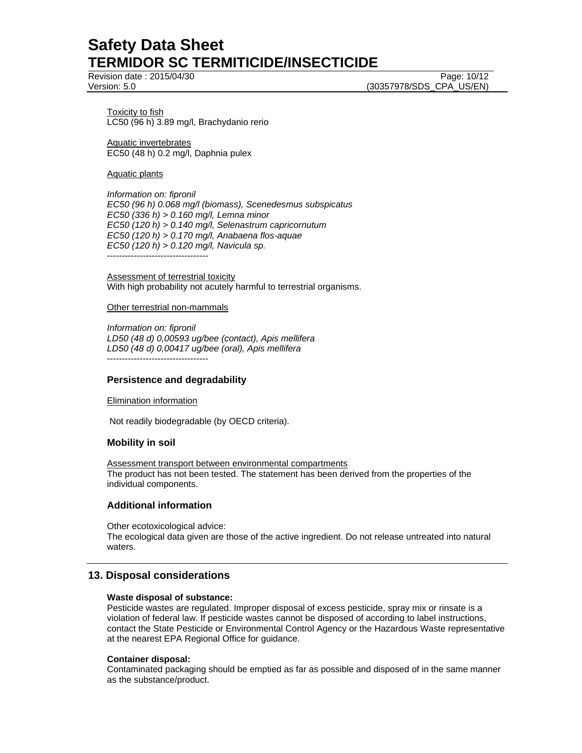Toxicity to fish
LC50 (96 h) 3.89 mg/l, Brachydanio rerio

Aquatic invertebrates
EC50 (48 h) 0.2 mg/l, Daphnia pulex

Aquatic plants

*Information on: fipronil*
*EC50 (96 h) 0.068 mg/l (biomass), Scenedesmus subspicatus*
*EC50 (336 h) > 0.160 mg/l, Lemna minor*
*EC50 (120 h) > 0.140 mg/l, Selenastrum capricornutum*
*EC50 (120 h) > 0.170 mg/l, Anabaena flos-aquae*
*EC50 (120 h) > 0.120 mg/l, Navicula sp.*
----------------------------------

Assessment of terrestrial toxicity
With high probability not acutely harmful to terrestrial organisms.

Other terrestrial non-mammals

*Information on: fipronil*
*LD50 (48 d) 0,00593 ug/bee (contact), Apis mellifera*
*LD50 (48 d) 0,00417 ug/bee (oral), Apis mellifera*
----------------------------------

### Persistence and degradability

Elimination information

Not readily biodegradable (by OECD criteria).

### Mobility in soil

Assessment transport between environmental compartments
The product has not been tested. The statement has been derived from the properties of the individual components.

### Additional information

Other ecotoxicological advice:
The ecological data given are those of the active ingredient. Do not release untreated into natural waters.

## 13. Disposal considerations

**Waste disposal of substance:**
Pesticide wastes are regulated. Improper disposal of excess pesticide, spray mix or rinsate is a violation of federal law. If pesticide wastes cannot be disposed of according to label instructions, contact the State Pesticide or Environmental Control Agency or the Hazardous Waste representative at the nearest EPA Regional Office for guidance.

**Container disposal:**
Contaminated packaging should be emptied as far as possible and disposed of in the same manner as the substance/product.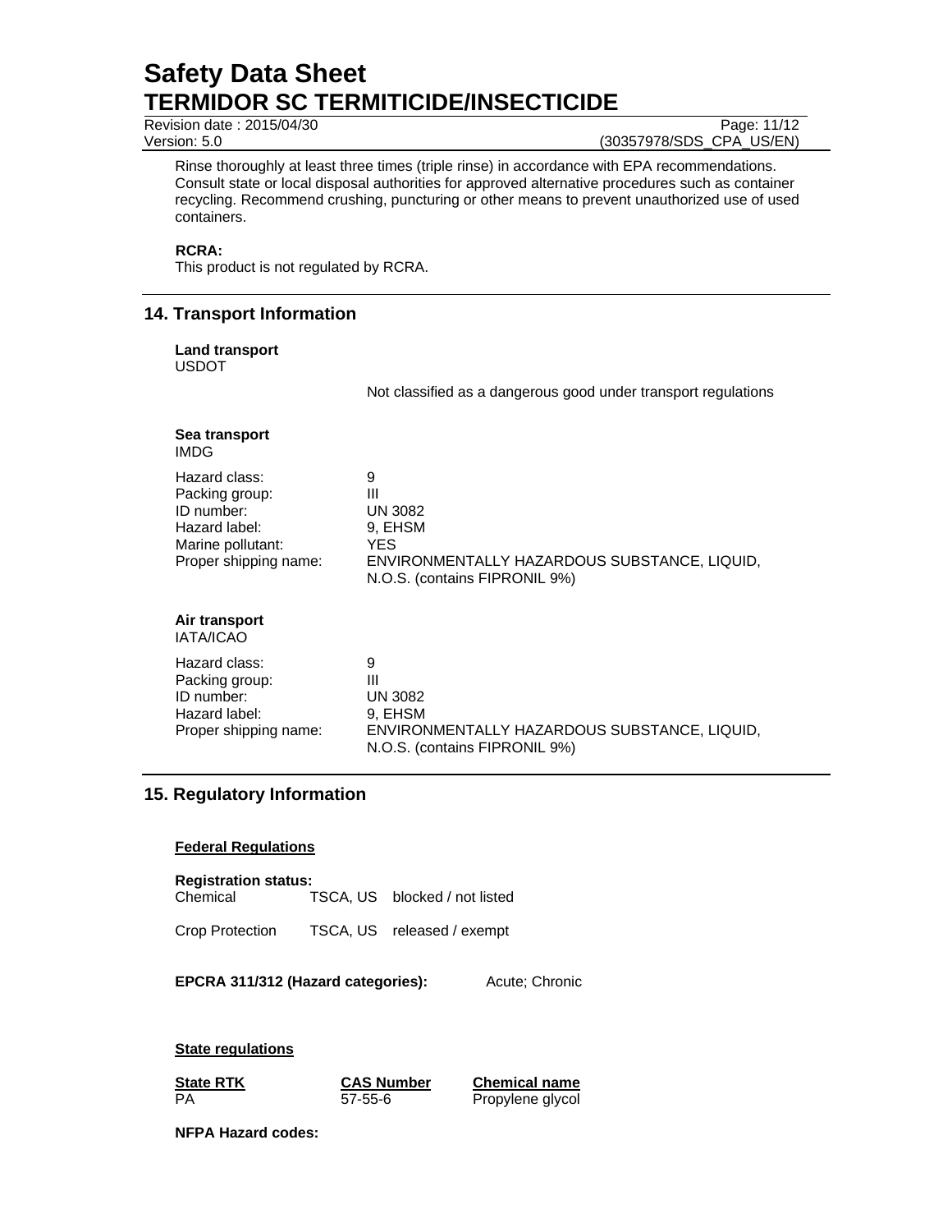Rinse thoroughly at least three times (triple rinse) in accordance with EPA recommendations. Consult state or local disposal authorities for approved alternative procedures such as container recycling. Recommend crushing, puncturing or other means to prevent unauthorized use of used containers.

**RCRA:**
This product is not regulated by RCRA.

## 14. Transport Information

**Land transport**
USDOT

Not classified as a dangerous good under transport regulations

**Sea transport**
IMDG

| | |
|---|---|
| Hazard class: | 9 |
| Packing group: | III |
| ID number: | UN 3082 |
| Hazard label: | 9, EHSM |
| Marine pollutant: | YES |
| Proper shipping name: | ENVIRONMENTALLY HAZARDOUS SUBSTANCE, LIQUID, N.O.S. (contains FIPRONIL 9%) |

**Air transport**
IATA/ICAO

| | |
|---|---|
| Hazard class: | 9 |
| Packing group: | III |
| ID number: | UN 3082 |
| Hazard label: | 9, EHSM |
| Proper shipping name: | ENVIRONMENTALLY HAZARDOUS SUBSTANCE, LIQUID, N.O.S. (contains FIPRONIL 9%) |

## 15. Regulatory Information

**Federal Regulations**

**Registration status:**

| | | |
|---|---|---|
| Chemical | TSCA, US | blocked / not listed |
| Crop Protection | TSCA, US | released / exempt |

**EPCRA 311/312 (Hazard categories):** Acute; Chronic

**State regulations**

| State RTK | CAS Number | Chemical name |
|---|---|---|
| PA | 57-55-6 | Propylene glycol |

**NFPA Hazard codes:**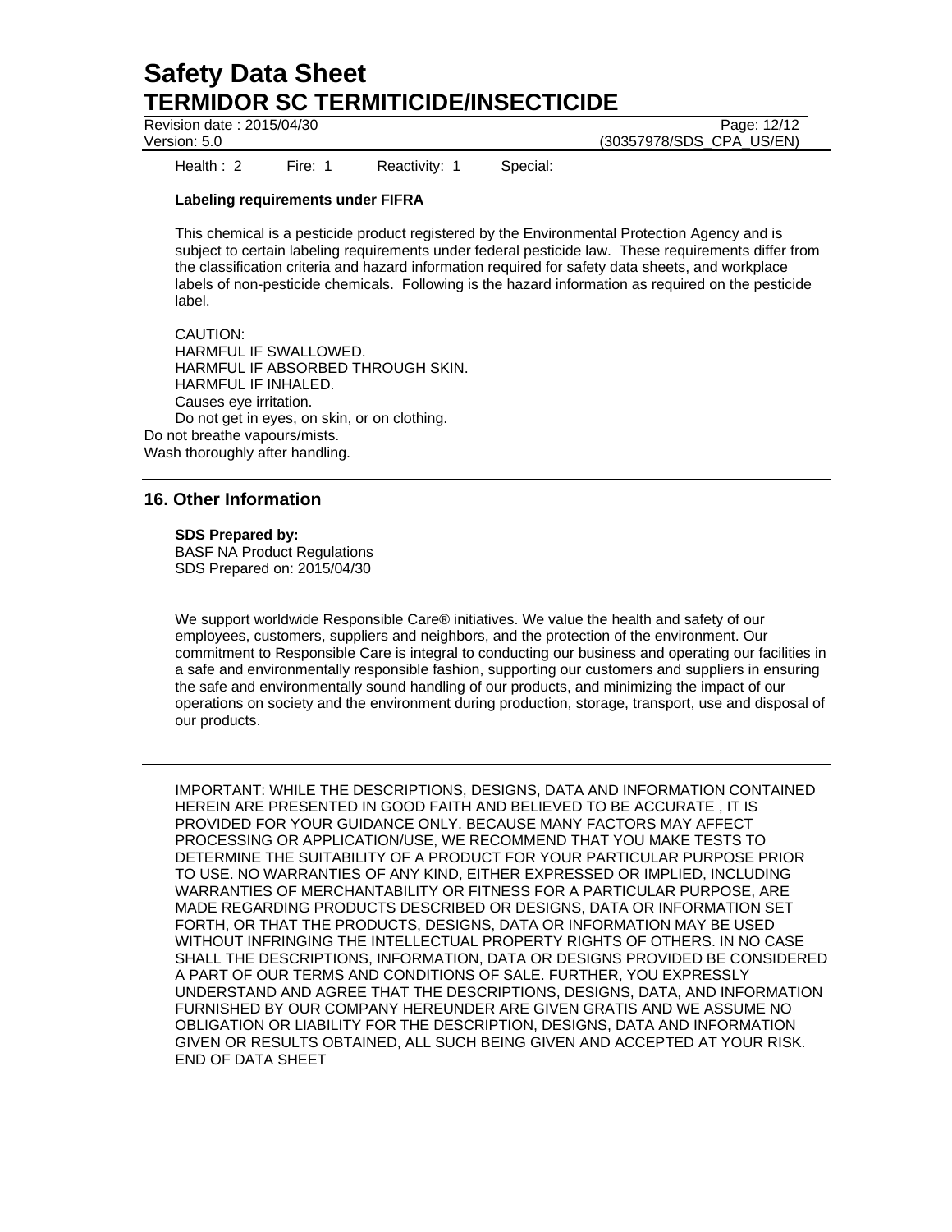Health : 2 Fire: 1 Reactivity: 1 Special:

**Labeling requirements under FIFRA**

This chemical is a pesticide product registered by the Environmental Protection Agency and is subject to certain labeling requirements under federal pesticide law. These requirements differ from the classification criteria and hazard information required for safety data sheets, and workplace labels of non-pesticide chemicals. Following is the hazard information as required on the pesticide label.

CAUTION:
HARMFUL IF SWALLOWED.
HARMFUL IF ABSORBED THROUGH SKIN.
HARMFUL IF INHALED.
Causes eye irritation.
Do not get in eyes, on skin, or on clothing.
Do not breathe vapours/mists.
Wash thoroughly after handling.

## 16. Other Information

**SDS Prepared by:**
BASF NA Product Regulations
SDS Prepared on: 2015/04/30

We support worldwide Responsible Care® initiatives. We value the health and safety of our employees, customers, suppliers and neighbors, and the protection of the environment. Our commitment to Responsible Care is integral to conducting our business and operating our facilities in a safe and environmentally responsible fashion, supporting our customers and suppliers in ensuring the safe and environmentally sound handling of our products, and minimizing the impact of our operations on society and the environment during production, storage, transport, use and disposal of our products.

IMPORTANT: WHILE THE DESCRIPTIONS, DESIGNS, DATA AND INFORMATION CONTAINED HEREIN ARE PRESENTED IN GOOD FAITH AND BELIEVED TO BE ACCURATE , IT IS PROVIDED FOR YOUR GUIDANCE ONLY. BECAUSE MANY FACTORS MAY AFFECT PROCESSING OR APPLICATION/USE, WE RECOMMEND THAT YOU MAKE TESTS TO DETERMINE THE SUITABILITY OF A PRODUCT FOR YOUR PARTICULAR PURPOSE PRIOR TO USE. NO WARRANTIES OF ANY KIND, EITHER EXPRESSED OR IMPLIED, INCLUDING WARRANTIES OF MERCHANTABILITY OR FITNESS FOR A PARTICULAR PURPOSE, ARE MADE REGARDING PRODUCTS DESCRIBED OR DESIGNS, DATA OR INFORMATION SET FORTH, OR THAT THE PRODUCTS, DESIGNS, DATA OR INFORMATION MAY BE USED WITHOUT INFRINGING THE INTELLECTUAL PROPERTY RIGHTS OF OTHERS. IN NO CASE SHALL THE DESCRIPTIONS, INFORMATION, DATA OR DESIGNS PROVIDED BE CONSIDERED A PART OF OUR TERMS AND CONDITIONS OF SALE. FURTHER, YOU EXPRESSLY UNDERSTAND AND AGREE THAT THE DESCRIPTIONS, DESIGNS, DATA, AND INFORMATION FURNISHED BY OUR COMPANY HEREUNDER ARE GIVEN GRATIS AND WE ASSUME NO OBLIGATION OR LIABILITY FOR THE DESCRIPTION, DESIGNS, DATA AND INFORMATION GIVEN OR RESULTS OBTAINED, ALL SUCH BEING GIVEN AND ACCEPTED AT YOUR RISK.
END OF DATA SHEET